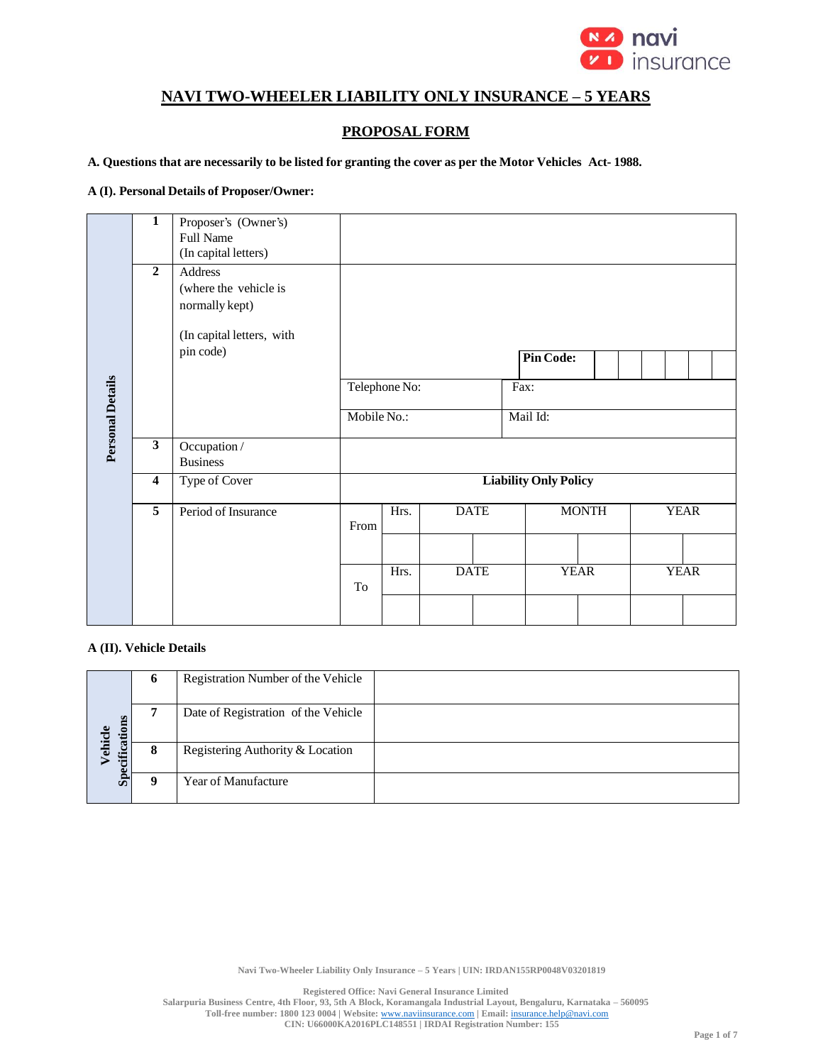# NAVI TWO-WHEELER LIABILITY ONLY INSURANCE – 5 YEARS

## PROPOSAL FORM

**A. Questions that are necessarily to be listed for granting the cover as per the Motor Vehicles Act- 1988.**

**A (I). Personal Details of Proposer/Owner:**

| | | | | | | | | | |
|---|---|---|---|---|---|---|---|---|---|
| **Personal Details** | **1** | Proposer's (Owner's) Full Name (In capital letters) | | | | | | | |
| | **2** | Address (where the vehicle is normally kept) (In capital letters, with pin code) | | | | | | | |
| | | | | | | **Pin Code:** | | | |
| | | | Telephone No: | | | Fax: | | | |
| | | | Mobile No.: | | | Mail Id: | | | |
| | **3** | Occupation / Business | | | | | | | |
| | **4** | Type of Cover | **Liability Only Policy** | | | | | | |
| | **5** | Period of Insurance | From | Hrs. | DATE | MONTH | YEAR | | |
| | | | | | | | | | |
| | | | To | Hrs. | DATE | YEAR | YEAR | | |
| | | | | | | | | | |

**A (II). Vehicle Details**

| | | | |
|---|---|---|---|
| **Vehicle Specifications** | **6** | Registration Number of the Vehicle | |
| | **7** | Date of Registration of the Vehicle | |
| | **8** | Registering Authority & Location | |
| | **9** | Year of Manufacture | |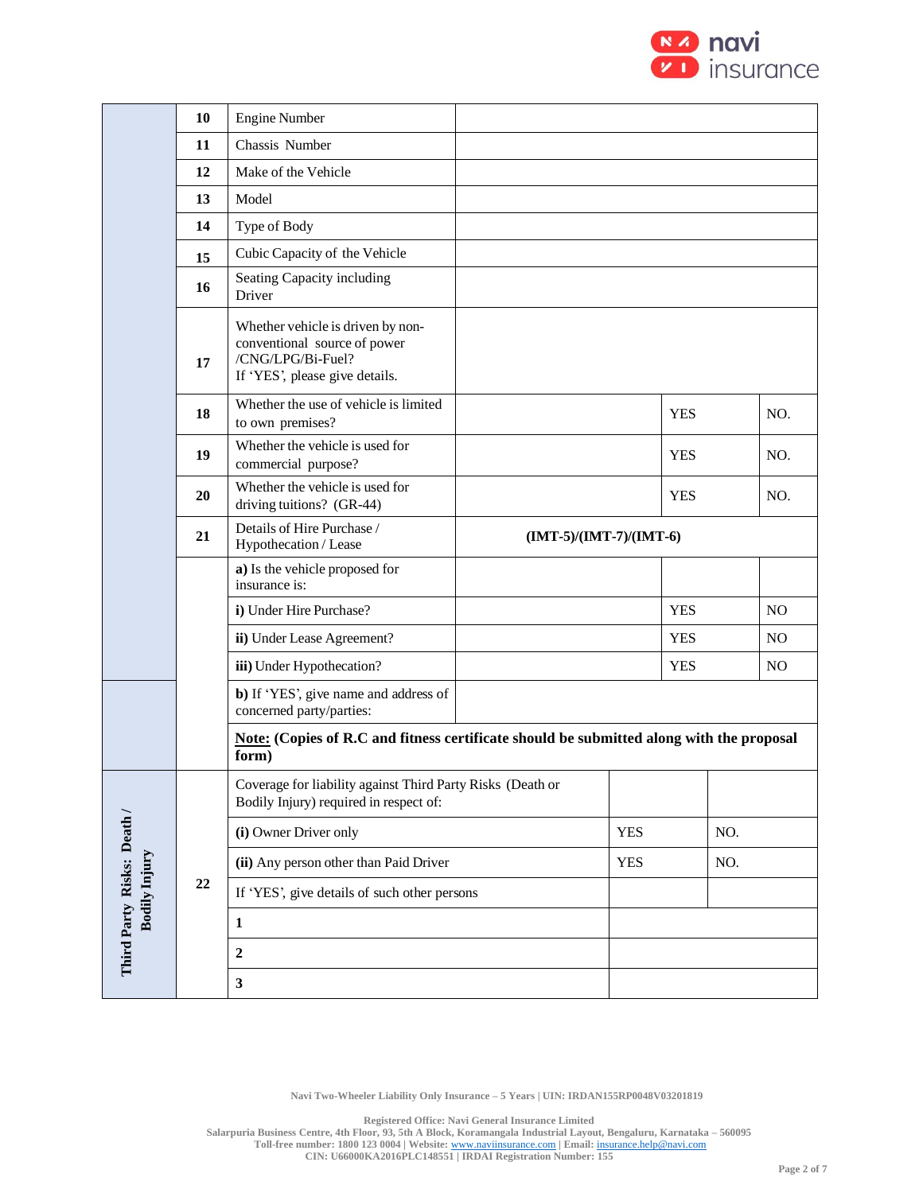| | No. | Particulars | | | |
|---|---|---|---|---|---|
| | 10 | Engine Number | | | |
| | 11 | Chassis Number | | | |
| | 12 | Make of the Vehicle | | | |
| | 13 | Model | | | |
| | 14 | Type of Body | | | |
| | 15 | Cubic Capacity of the Vehicle | | | |
| | 16 | Seating Capacity including Driver | | | |
| | 17 | Whether vehicle is driven by non-conventional source of power /CNG/LPG/Bi-Fuel? If 'YES', please give details. | | | |
| | 18 | Whether the use of vehicle is limited to own premises? | | YES | NO. |
| | 19 | Whether the vehicle is used for commercial purpose? | | YES | NO. |
| | 20 | Whether the vehicle is used for driving tuitions? (GR-44) | | YES | NO. |
| | 21 | Details of Hire Purchase / Hypothecation / Lease | **(IMT-5)/(IMT-7)/(IMT-6)** | | |
| | | **a)** Is the vehicle proposed for insurance is: | | | |
| | | **i)** Under Hire Purchase? | | YES | NO |
| | | **ii)** Under Lease Agreement? | | YES | NO |
| | | **iii)** Under Hypothecation? | | YES | NO |
| | | **b)** If 'YES', give name and address of concerned party/parties: | | | |
| | | **Note: (Copies of R.C and fitness certificate should be submitted along with the proposal form)** | | | |

| **Third Party Risks: Death / Bodily Injury** | No. | Particulars | | |
|---|---|---|---|---|
| | 22 | Coverage for liability against Third Party Risks (Death or Bodily Injury) required in respect of: | | |
| | | **(i)** Owner Driver only | YES | NO. |
| | | **(ii)** Any person other than Paid Driver | YES | NO. |
| | | If 'YES', give details of such other persons | | |
| | | **1** | | |
| | | **2** | | |
| | | **3** | | |

Navi Two-Wheeler Liability Only Insurance – 5 Years | UIN: IRDAN155RP0048V03201819

Registered Office: Navi General Insurance Limited
Salarpuria Business Centre, 4th Floor, 93, 5th A Block, Koramangala Industrial Layout, Bengaluru, Karnataka – 560095
Toll-free number: 1800 123 0004 | Website: www.naviinsurance.com | Email: insurance.help@navi.com
CIN: U66000KA2016PLC148551 | IRDAI Registration Number: 155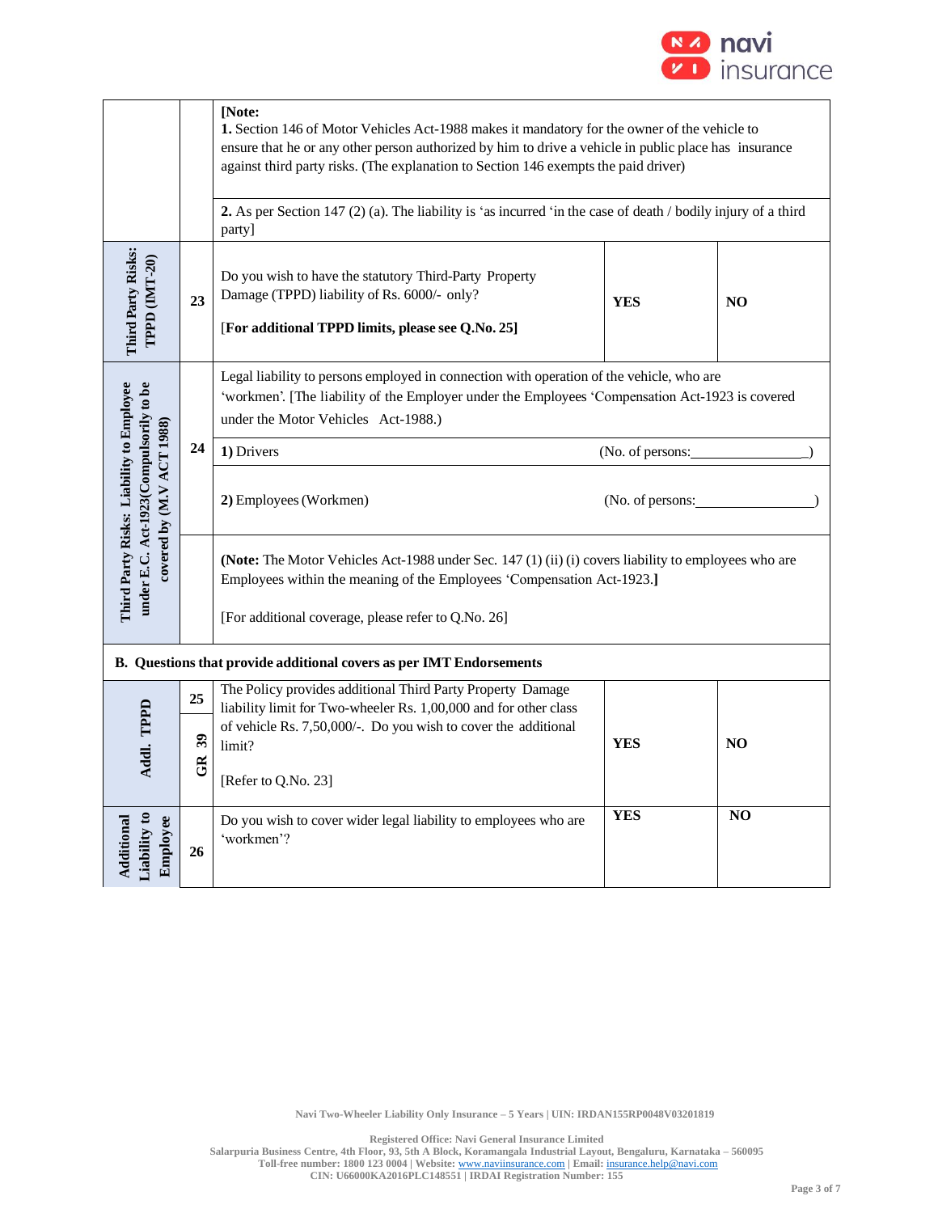| Section | No. | Question | | |
|---|---|---|---|---|
| | | **[Note:**<br>**1.** Section 146 of Motor Vehicles Act-1988 makes it mandatory for the owner of the vehicle to ensure that he or any other person authorized by him to drive a vehicle in public place has insurance against third party risks. (The explanation to Section 146 exempts the paid driver) | | |
| | | **2.** As per Section 147 (2) (a). The liability is 'as incurred 'in the case of death / bodily injury of a third party] | | |
| **Third Party Risks: TPPD (IMT-20)** | **23** | Do you wish to have the statutory Third-Party Property Damage (TPPD) liability of Rs. 6000/- only?<br><br>[**For additional TPPD limits, please see Q.No. 25]** | **YES** | **NO** |
| **Third Party Risks: Liability to Employee under E.C. Act-1923(Compulsorily to be covered by (M.V ACT 1988)** | **24** | Legal liability to persons employed in connection with operation of the vehicle, who are 'workmen'. [The liability of the Employer under the Employees 'Compensation Act-1923 is covered under the Motor Vehicles Act-1988.) | | |
| | | **1)** Drivers (No. of persons:________________) | | |
| | | **2)** Employees (Workmen) (No. of persons:________________) | | |
| | | **(Note:** The Motor Vehicles Act-1988 under Sec. 147 (1) (ii) (i) covers liability to employees who are Employees within the meaning of the Employees 'Compensation Act-1923.**]**<br><br>[For additional coverage, please refer to Q.No. 26] | | |

**B. Questions that provide additional covers as per IMT Endorsements**

| Section | No. | Question | | |
|---|---|---|---|---|
| **Addl. TPPD** | **25**<br>**GR 39** | The Policy provides additional Third Party Property Damage liability limit for Two-wheeler Rs. 1,00,000 and for other class of vehicle Rs. 7,50,000/-. Do you wish to cover the additional limit?<br><br>[Refer to Q.No. 23] | **YES** | **NO** |
| **Additional Liability to Employee** | **26** | Do you wish to cover wider legal liability to employees who are 'workmen'? | **YES** | **NO** |

Navi Two-Wheeler Liability Only Insurance – 5 Years | UIN: IRDAN155RP0048V03201819

Registered Office: Navi General Insurance Limited
Salarpuria Business Centre, 4th Floor, 93, 5th A Block, Koramangala Industrial Layout, Bengaluru, Karnataka – 560095
Toll-free number: 1800 123 0004 | Website: www.naviinsurance.com | Email: insurance.help@navi.com
CIN: U66000KA2016PLC148551 | IRDAI Registration Number: 155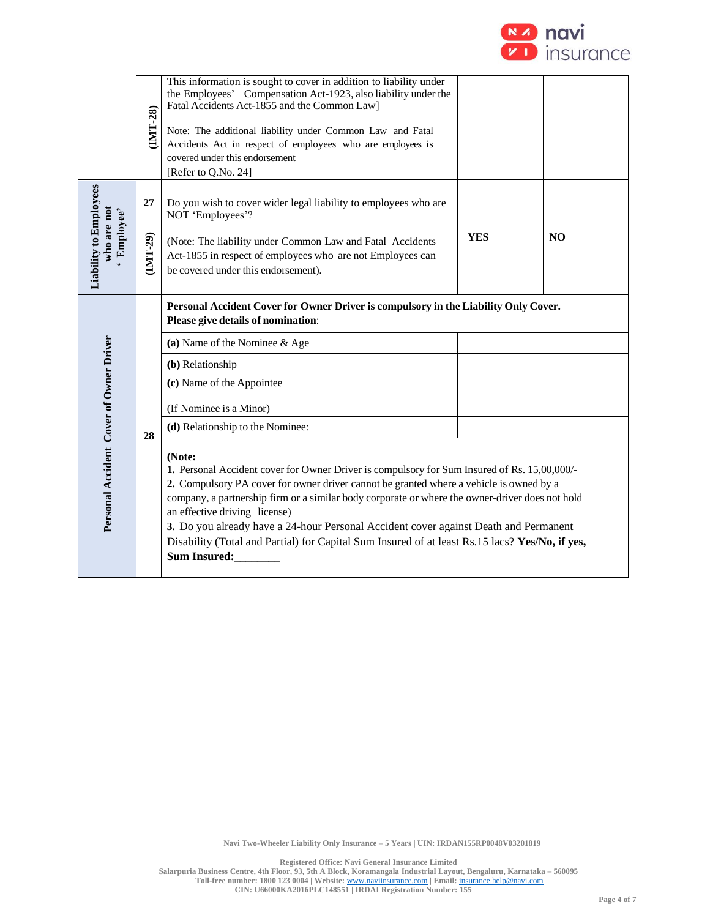| | | | | |
|---|---|---|---|---|
| | (IMT-28) | This information is sought to cover in addition to liability under the Employees' Compensation Act-1923, also liability under the Fatal Accidents Act-1855 and the Common Law]<br><br>Note: The additional liability under Common Law and Fatal Accidents Act in respect of employees who are employees is covered under this endorsement<br>[Refer to Q.No. 24] | | |
| **Liability to Employees who are not ' Employee'** | **27**<br>**(IMT-29)** | Do you wish to cover wider legal liability to employees who are NOT 'Employees'?<br><br>(Note: The liability under Common Law and Fatal Accidents Act-1855 in respect of employees who are not Employees can be covered under this endorsement). | **YES** | **NO** |

| | | | |
|---|---|---|---|
| **Personal Accident Cover of Owner Driver** | **28** | **Personal Accident Cover for Owner Driver is compulsory in the Liability Only Cover. Please give details of nomination**: | |
| | | **(a)** Name of the Nominee & Age | |
| | | **(b)** Relationship | |
| | | **(c)** Name of the Appointee<br><br>(If Nominee is a Minor) | |
| | | **(d)** Relationship to the Nominee: | |
| | | **(Note:**<br>**1.** Personal Accident cover for Owner Driver is compulsory for Sum Insured of Rs. 15,00,000/-<br>**2.** Compulsory PA cover for owner driver cannot be granted where a vehicle is owned by a company, a partnership firm or a similar body corporate or where the owner-driver does not hold an effective driving license)<br>**3.** Do you already have a 24-hour Personal Accident cover against Death and Permanent Disability (Total and Partial) for Capital Sum Insured of at least Rs.15 lacs? **Yes/No, if yes, Sum Insured:________** | |

Navi Two-Wheeler Liability Only Insurance – 5 Years | UIN: IRDAN155RP0048V03201819

Registered Office: Navi General Insurance Limited
Salarpuria Business Centre, 4th Floor, 93, 5th A Block, Koramangala Industrial Layout, Bengaluru, Karnataka – 560095
Toll-free number: 1800 123 0004 | Website: www.naviinsurance.com | Email: insurance.help@navi.com
CIN: U66000KA2016PLC148551 | IRDAI Registration Number: 155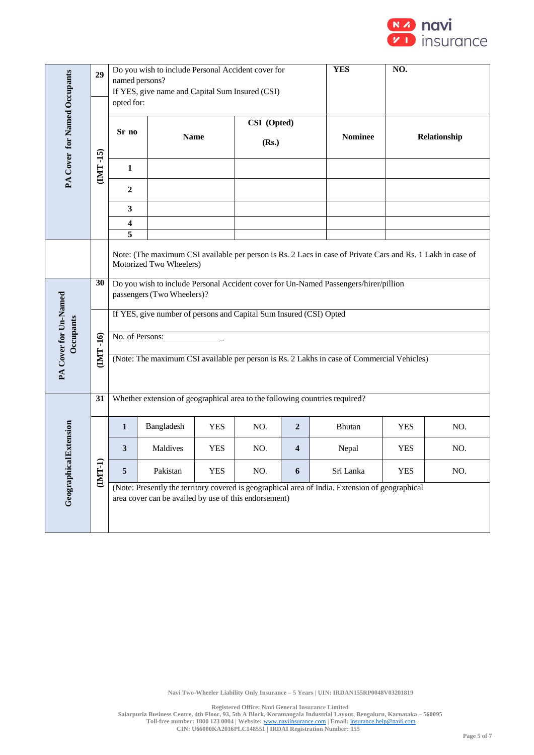| | | | | | | |
|---|---|---|---|---|---|---|
| **PA Cover for Named Occupants** | **29** | Do you wish to include Personal Accident cover for named persons? If YES, give name and Capital Sum Insured (CSI) opted for: | | | **YES** | **NO.** |
| | **(IMT -15)** | **Sr no** | **Name** | **CSI (Opted) (Rs.)** | **Nominee** | **Relationship** |
| | | **1** | | | | |
| | | **2** | | | | |
| | | **3** | | | | |
| | | **4** | | | | |
| | | **5** | | | | |
| | | Note: (The maximum CSI available per person is Rs. 2 Lacs in case of Private Cars and Rs. 1 Lakh in case of Motorized Two Wheelers) | | | | |

| | | |
|---|---|---|
| **PA Cover for Un-Named Occupants** | **30** | Do you wish to include Personal Accident cover for Un-Named Passengers/hirer/pillion passengers (Two Wheelers)? |
| | **(IMT -16)** | If YES, give number of persons and Capital Sum Insured (CSI) Opted |
| | | No. of Persons:_______________ |
| | | (Note: The maximum CSI available per person is Rs. 2 Lakhs in case of Commercial Vehicles) |

| | | | | | | | | | |
|---|---|---|---|---|---|---|---|---|---|
| **Geographical Extension** | **31** | Whether extension of geographical area to the following countries required? | | | | | | | |
| | **(IMT-1)** | **1** | Bangladesh | YES | NO. | **2** | Bhutan | YES | NO. |
| | | **3** | Maldives | YES | NO. | **4** | Nepal | YES | NO. |
| | | **5** | Pakistan | YES | NO. | **6** | Sri Lanka | YES | NO. |
| | | (Note: Presently the territory covered is geographical area of India. Extension of geographical area cover can be availed by use of this endorsement) | | | | | | | |

Navi Two-Wheeler Liability Only Insurance – 5 Years | UIN: IRDAN155RP0048V03201819

Registered Office: Navi General Insurance Limited
Salarpuria Business Centre, 4th Floor, 93, 5th A Block, Koramangala Industrial Layout, Bengaluru, Karnataka – 560095
Toll-free number: 1800 123 0004 | Website: www.naviinsurance.com | Email: insurance.help@navi.com
CIN: U66000KA2016PLC148551 | IRDAI Registration Number: 155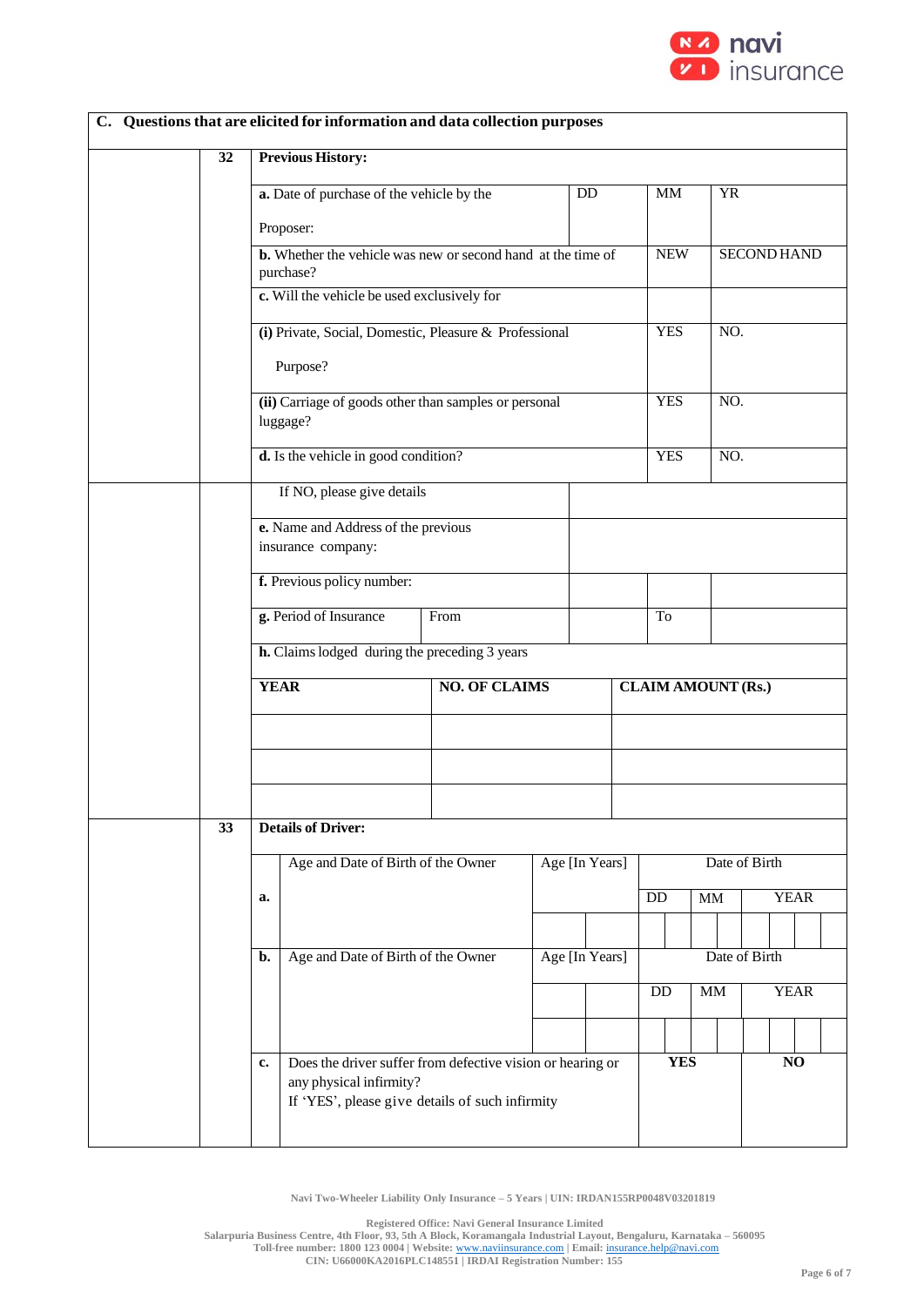| C. Questions that are elicited for information and data collection purposes | | | | | |
|---|---|---|---|---|---|
| **32** | **Previous History:** | | | | |
| | **a.** Date of purchase of the vehicle by the Proposer: | DD | MM | YR | |
| | **b.** Whether the vehicle was new or second hand at the time of purchase? | | NEW | SECOND HAND | |
| | **c.** Will the vehicle be used exclusively for | | | | |
| | **(i)** Private, Social, Domestic, Pleasure & Professional Purpose? | | YES | NO. | |
| | **(ii)** Carriage of goods other than samples or personal luggage? | | YES | NO. | |
| | **d.** Is the vehicle in good condition? | | YES | NO. | |
| | If NO, please give details | | | | |
| | **e.** Name and Address of the previous insurance company: | | | | |
| | **f.** Previous policy number: | | | | |
| | **g.** Period of Insurance | From | | To | |
| | **h.** Claims lodged during the preceding 3 years | | | | |

| YEAR | NO. OF CLAIMS | CLAIM AMOUNT (Rs.) |
|---|---|---|
| | | |
| | | |
| | | |

| **33** | **Details of Driver:** | | | |
|---|---|---|---|---|
| **a.** | Age and Date of Birth of the Owner | Age [In Years] | Date of Birth (DD / MM / YEAR) | |
| **b.** | Age and Date of Birth of the Owner | Age [In Years] | Date of Birth (DD / MM / YEAR) | |
| **c.** | Does the driver suffer from defective vision or hearing or any physical infirmity? If 'YES', please give details of such infirmity | | **YES** | **NO** |

Navi Two-Wheeler Liability Only Insurance – 5 Years | UIN: IRDAN155RP0048V03201819

Registered Office: Navi General Insurance Limited
Salarpuria Business Centre, 4th Floor, 93, 5th A Block, Koramangala Industrial Layout, Bengaluru, Karnataka – 560095
Toll-free number: 1800 123 0004 | Website: www.naviinsurance.com | Email: insurance.help@navi.com
CIN: U66000KA2016PLC148551 | IRDAI Registration Number: 155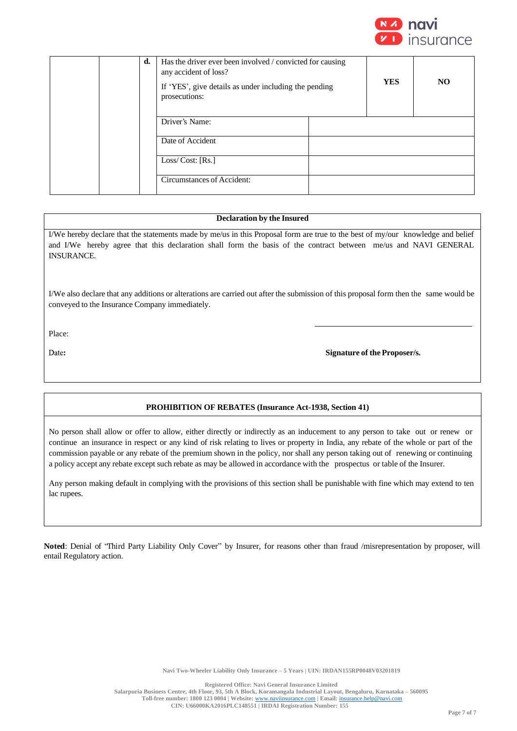| | | | | | |
|---|---|---|---|---|---|
| | | d. | Has the driver ever been involved / convicted for causing any accident of loss?<br><br>If 'YES', give details as under including the pending prosecutions: | YES | NO |
| | | | Driver's Name: | | |
| | | | Date of Accident | | |
| | | | Loss/ Cost: [Rs.] | | |
| | | | Circumstances of Accident: | | |

**Declaration by the Insured**

I/We hereby declare that the statements made by me/us in this Proposal form are true to the best of my/our knowledge and belief and I/We hereby agree that this declaration shall form the basis of the contract between me/us and NAVI GENERAL INSURANCE.

I/We also declare that any additions or alterations are carried out after the submission of this proposal form then the same would be conveyed to the Insurance Company immediately.

Place:

Date: **Signature of the Proposer/s.**

**PROHIBITION OF REBATES (Insurance Act-1938, Section 41)**

No person shall allow or offer to allow, either directly or indirectly as an inducement to any person to take out or renew or continue an insurance in respect or any kind of risk relating to lives or property in India, any rebate of the whole or part of the commission payable or any rebate of the premium shown in the policy, nor shall any person taking out of renewing or continuing a policy accept any rebate except such rebate as may be allowed in accordance with the prospectus or table of the Insurer.

Any person making default in complying with the provisions of this section shall be punishable with fine which may extend to ten lac rupees.

**Noted**: Denial of "Third Party Liability Only Cover" by Insurer, for reasons other than fraud /misrepresentation by proposer, will entail Regulatory action.

Navi Two-Wheeler Liability Only Insurance – 5 Years | UIN: IRDAN155RP0048V03201819

Registered Office: Navi General Insurance Limited
Salarpuria Business Centre, 4th Floor, 93, 5th A Block, Koramangala Industrial Layout, Bengaluru, Karnataka – 560095
Toll-free number: 1800 123 0004 | Website: www.naviinsurance.com | Email: insurance.help@navi.com
CIN: U66000KA2016PLC148551 | IRDAI Registration Number: 155